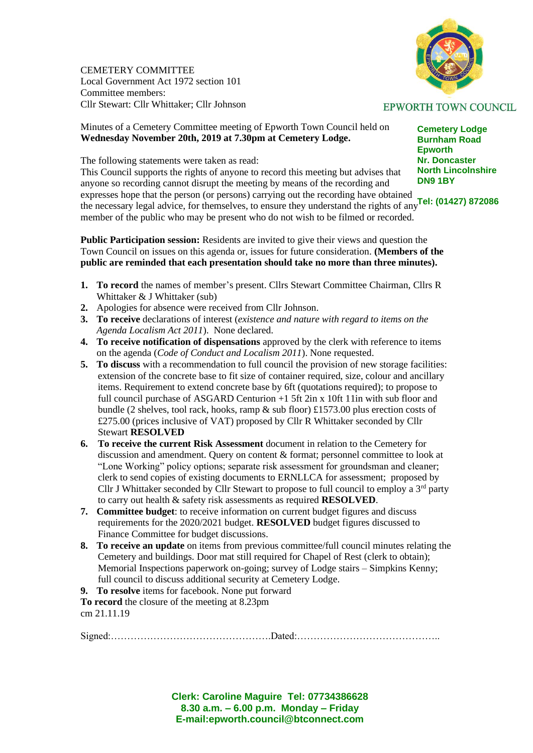CEMETERY COMMITTEE
Local Government Act 1972 section 101
Committee members:
Cllr Stewart: Cllr Whittaker; Cllr Johnson

EPWORTH TOWN COUNCIL

**Cemetery Lodge**
**Burnham Road**
**Epworth**
**Nr. Doncaster**
**North Lincolnshire**
**DN9 1BY**

**Tel: (01427) 872086**

Minutes of a Cemetery Committee meeting of Epworth Town Council held on **Wednesday November 20th, 2019 at 7.30pm at Cemetery Lodge.**

The following statements were taken as read:
This Council supports the rights of anyone to record this meeting but advises that anyone so recording cannot disrupt the meeting by means of the recording and expresses hope that the person (or persons) carrying out the recording have obtained the necessary legal advice, for themselves, to ensure they understand the rights of any member of the public who may be present who do not wish to be filmed or recorded.

**Public Participation session:** Residents are invited to give their views and question the Town Council on issues on this agenda or, issues for future consideration. **(Members of the public are reminded that each presentation should take no more than three minutes).**

1. **To record** the names of member's present. Cllrs Stewart Committee Chairman, Cllrs R Whittaker & J Whittaker (sub)
2. Apologies for absence were received from Cllr Johnson.
3. **To receive** declarations of interest (*existence and nature with regard to items on the Agenda Localism Act 2011*). None declared.
4. **To receive notification of dispensations** approved by the clerk with reference to items on the agenda (*Code of Conduct and Localism 2011*). None requested.
5. **To discuss** with a recommendation to full council the provision of new storage facilities: extension of the concrete base to fit size of container required, size, colour and ancillary items. Requirement to extend concrete base by 6ft (quotations required); to propose to full council purchase of ASGARD Centurion +1 5ft 2in x 10ft 11in with sub floor and bundle (2 shelves, tool rack, hooks, ramp & sub floor) £1573.00 plus erection costs of £275.00 (prices inclusive of VAT) proposed by Cllr R Whittaker seconded by Cllr Stewart **RESOLVED**
6. **To receive the current Risk Assessment** document in relation to the Cemetery for discussion and amendment. Query on content & format; personnel committee to look at "Lone Working" policy options; separate risk assessment for groundsman and cleaner; clerk to send copies of existing documents to ERNLLCA for assessment; proposed by Cllr J Whittaker seconded by Cllr Stewart to propose to full council to employ a 3rd party to carry out health & safety risk assessments as required **RESOLVED**.
7. **Committee budget**: to receive information on current budget figures and discuss requirements for the 2020/2021 budget. **RESOLVED** budget figures discussed to Finance Committee for budget discussions.
8. **To receive an update** on items from previous committee/full council minutes relating the Cemetery and buildings. Door mat still required for Chapel of Rest (clerk to obtain); Memorial Inspections paperwork on-going; survey of Lodge stairs – Simpkins Kenny; full council to discuss additional security at Cemetery Lodge.
9. **To resolve** items for facebook. None put forward

**To record** the closure of the meeting at 8.23pm
cm 21.11.19

Signed:…………………………………………Dated:……………………………………..

**Clerk: Caroline Maguire Tel: 07734386628**
**8.30 a.m. – 6.00 p.m. Monday – Friday**
**E-mail:epworth.council@btconnect.com**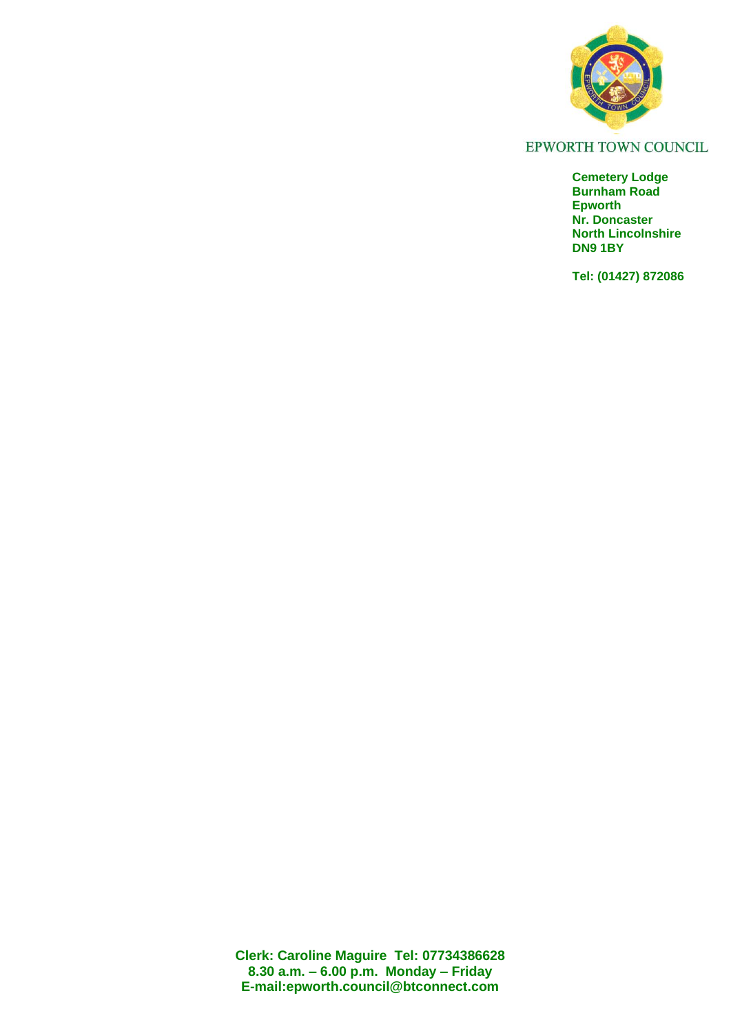EPWORTH TOWN COUNCIL

**Cemetery Lodge**
**Burnham Road**
**Epworth**
**Nr. Doncaster**
**North Lincolnshire**
**DN9 1BY**

**Tel: (01427) 872086**

**Clerk: Caroline Maguire Tel: 07734386628**
**8.30 a.m. – 6.00 p.m. Monday – Friday**
**E-mail:epworth.council@btconnect.com**